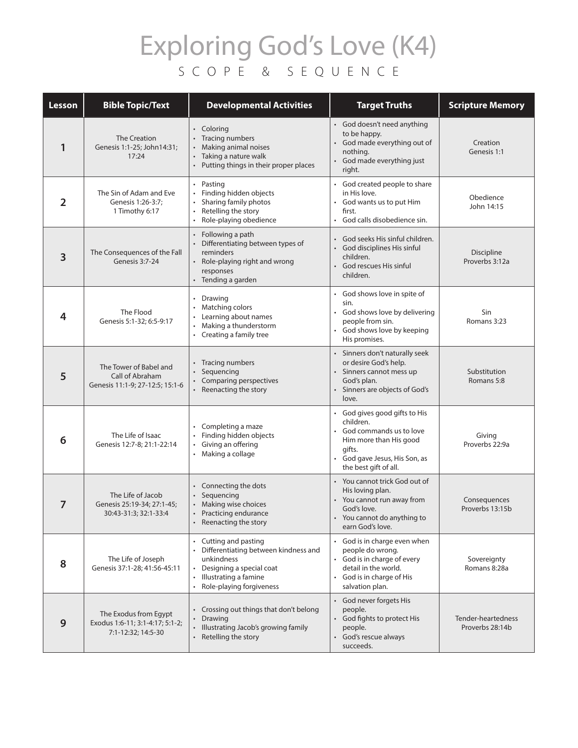# Exploring God's Love (K4)

## SCOPE & SEQUENCE

| Lesson | Bible Topic/Text | Developmental Activities | Target Truths | Scripture Memory |
|---|---|---|---|---|
| 1 | The Creation<br>Genesis 1:1-25; John14:31; 17:24 | • Coloring<br>• Tracing numbers<br>• Making animal noises<br>• Taking a nature walk<br>• Putting things in their proper places | • God doesn't need anything to be happy.<br>• God made everything out of nothing.<br>• God made everything just right. | Creation<br>Genesis 1:1 |
| 2 | The Sin of Adam and Eve<br>Genesis 1:26-3:7; 1 Timothy 6:17 | • Pasting<br>• Finding hidden objects<br>• Sharing family photos<br>• Retelling the story<br>• Role-playing obedience | • God created people to share in His love.<br>• God wants us to put Him first.<br>• God calls disobedience sin. | Obedience<br>John 14:15 |
| 3 | The Consequences of the Fall<br>Genesis 3:7-24 | • Following a path<br>• Differentiating between types of reminders<br>• Role-playing right and wrong responses<br>• Tending a garden | • God seeks His sinful children.<br>• God disciplines His sinful children.<br>• God rescues His sinful children. | Discipline<br>Proverbs 3:12a |
| 4 | The Flood<br>Genesis 5:1-32; 6:5-9:17 | • Drawing<br>• Matching colors<br>• Learning about names<br>• Making a thunderstorm<br>• Creating a family tree | • God shows love in spite of sin.<br>• God shows love by delivering people from sin.<br>• God shows love by keeping His promises. | Sin<br>Romans 3:23 |
| 5 | The Tower of Babel and Call of Abraham<br>Genesis 11:1-9; 27-12:5; 15:1-6 | • Tracing numbers<br>• Sequencing<br>• Comparing perspectives<br>• Reenacting the story | • Sinners don't naturally seek or desire God's help.<br>• Sinners cannot mess up God's plan.<br>• Sinners are objects of God's love. | Substitution<br>Romans 5:8 |
| 6 | The Life of Isaac<br>Genesis 12:7-8; 21:1-22:14 | • Completing a maze<br>• Finding hidden objects<br>• Giving an offering<br>• Making a collage | • God gives good gifts to His children.<br>• God commands us to love Him more than His good gifts.<br>• God gave Jesus, His Son, as the best gift of all. | Giving<br>Proverbs 22:9a |
| 7 | The Life of Jacob<br>Genesis 25:19-34; 27:1-45; 30:43-31:3; 32:1-33:4 | • Connecting the dots<br>• Sequencing<br>• Making wise choices<br>• Practicing endurance<br>• Reenacting the story | • You cannot trick God out of His loving plan.<br>• You cannot run away from God's love.<br>• You cannot do anything to earn God's love. | Consequences<br>Proverbs 13:15b |
| 8 | The Life of Joseph<br>Genesis 37:1-28; 41:56-45:11 | • Cutting and pasting<br>• Differentiating between kindness and unkindness<br>• Designing a special coat<br>• Illustrating a famine<br>• Role-playing forgiveness | • God is in charge even when people do wrong.<br>• God is in charge of every detail in the world.<br>• God is in charge of His salvation plan. | Sovereignty<br>Romans 8:28a |
| 9 | The Exodus from Egypt<br>Exodus 1:6-11; 3:1-4:17; 5:1-2; 7:1-12:32; 14:5-30 | • Crossing out things that don't belong<br>• Drawing<br>• Illustrating Jacob's growing family<br>• Retelling the story | • God never forgets His people.<br>• God fights to protect His people.<br>• God's rescue always succeeds. | Tender-heartedness<br>Proverbs 28:14b |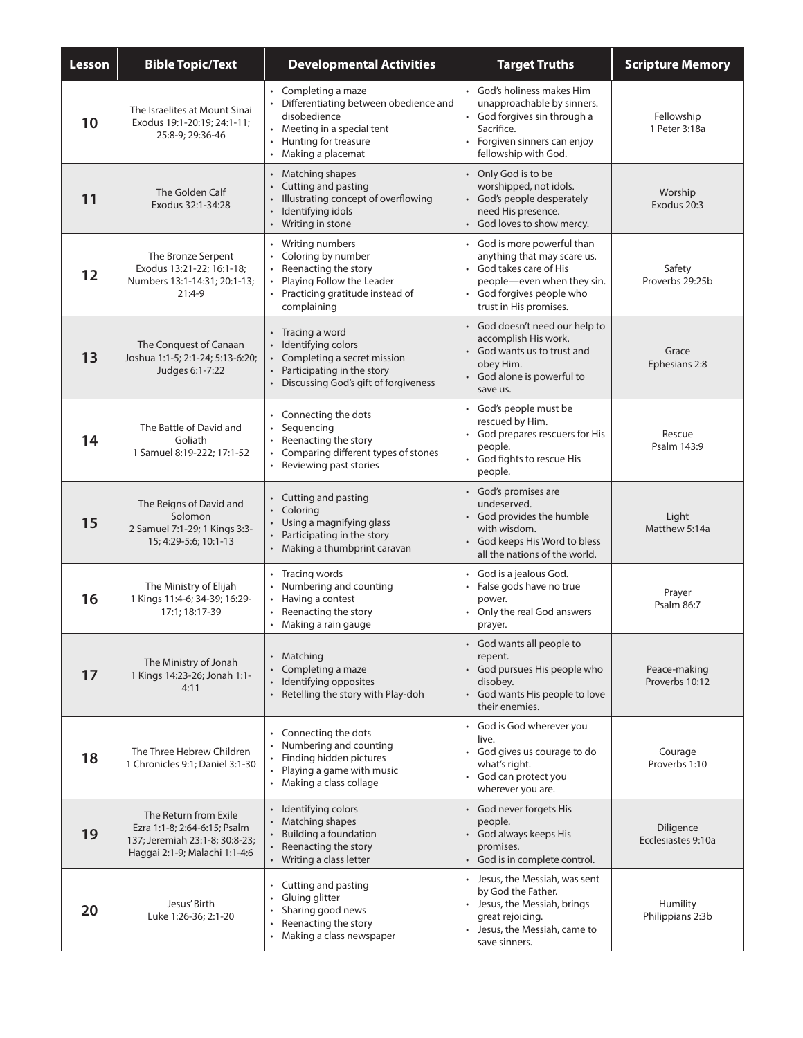| Lesson | Bible Topic/Text | Developmental Activities | Target Truths | Scripture Memory |
| --- | --- | --- | --- | --- |
| 10 | The Israelites at Mount Sinai Exodus 19:1-20:19; 24:1-11; 25:8-9; 29:36-46 | • Completing a maze<br>• Differentiating between obedience and disobedience<br>• Meeting in a special tent<br>• Hunting for treasure<br>• Making a placemat | • God's holiness makes Him unapproachable by sinners.<br>• God forgives sin through a Sacrifice.<br>• Forgiven sinners can enjoy fellowship with God. | Fellowship 1 Peter 3:18a |
| 11 | The Golden Calf Exodus 32:1-34:28 | • Matching shapes<br>• Cutting and pasting<br>• Illustrating concept of overflowing<br>• Identifying idols<br>• Writing in stone | • Only God is to be worshipped, not idols.<br>• God's people desperately need His presence.<br>• God loves to show mercy. | Worship Exodus 20:3 |
| 12 | The Bronze Serpent Exodus 13:21-22; 16:1-18; Numbers 13:1-14:31; 20:1-13; 21:4-9 | • Writing numbers<br>• Coloring by number<br>• Reenacting the story<br>• Playing Follow the Leader<br>• Practicing gratitude instead of complaining | • God is more powerful than anything that may scare us.<br>• God takes care of His people—even when they sin.<br>• God forgives people who trust in His promises. | Safety Proverbs 29:25b |
| 13 | The Conquest of Canaan Joshua 1:1-5; 2:1-24; 5:13-6:20; Judges 6:1-7:22 | • Tracing a word<br>• Identifying colors<br>• Completing a secret mission<br>• Participating in the story<br>• Discussing God's gift of forgiveness | • God doesn't need our help to accomplish His work.<br>• God wants us to trust and obey Him.<br>• God alone is powerful to save us. | Grace Ephesians 2:8 |
| 14 | The Battle of David and Goliath 1 Samuel 8:19-222; 17:1-52 | • Connecting the dots<br>• Sequencing<br>• Reenacting the story<br>• Comparing different types of stones<br>• Reviewing past stories | • God's people must be rescued by Him.<br>• God prepares rescuers for His people.<br>• God fights to rescue His people. | Rescue Psalm 143:9 |
| 15 | The Reigns of David and Solomon 2 Samuel 7:1-29; 1 Kings 3:3-15; 4:29-5:6; 10:1-13 | • Cutting and pasting<br>• Coloring<br>• Using a magnifying glass<br>• Participating in the story<br>• Making a thumbprint caravan | • God's promises are undeserved.<br>• God provides the humble with wisdom.<br>• God keeps His Word to bless all the nations of the world. | Light Matthew 5:14a |
| 16 | The Ministry of Elijah 1 Kings 11:4-6; 34-39; 16:29-17:1; 18:17-39 | • Tracing words<br>• Numbering and counting<br>• Having a contest<br>• Reenacting the story<br>• Making a rain gauge | • God is a jealous God.<br>• False gods have no true power.<br>• Only the real God answers prayer. | Prayer Psalm 86:7 |
| 17 | The Ministry of Jonah 1 Kings 14:23-26; Jonah 1:1-4:11 | • Matching<br>• Completing a maze<br>• Identifying opposites<br>• Retelling the story with Play-doh | • God wants all people to repent.<br>• God pursues His people who disobey.<br>• God wants His people to love their enemies. | Peace-making Proverbs 10:12 |
| 18 | The Three Hebrew Children 1 Chronicles 9:1; Daniel 3:1-30 | • Connecting the dots<br>• Numbering and counting<br>• Finding hidden pictures<br>• Playing a game with music<br>• Making a class collage | • God is God wherever you live.<br>• God gives us courage to do what's right.<br>• God can protect you wherever you are. | Courage Proverbs 1:10 |
| 19 | The Return from Exile Ezra 1:1-8; 2:64-6:15; Psalm 137; Jeremiah 23:1-8; 30:8-23; Haggai 2:1-9; Malachi 1:1-4:6 | • Identifying colors<br>• Matching shapes<br>• Building a foundation<br>• Reenacting the story<br>• Writing a class letter | • God never forgets His people.<br>• God always keeps His promises.<br>• God is in complete control. | Diligence Ecclesiastes 9:10a |
| 20 | Jesus' Birth Luke 1:26-36; 2:1-20 | • Cutting and pasting<br>• Gluing glitter<br>• Sharing good news<br>• Reenacting the story<br>• Making a class newspaper | • Jesus, the Messiah, was sent by God the Father.<br>• Jesus, the Messiah, brings great rejoicing.<br>• Jesus, the Messiah, came to save sinners. | Humility Philippians 2:3b |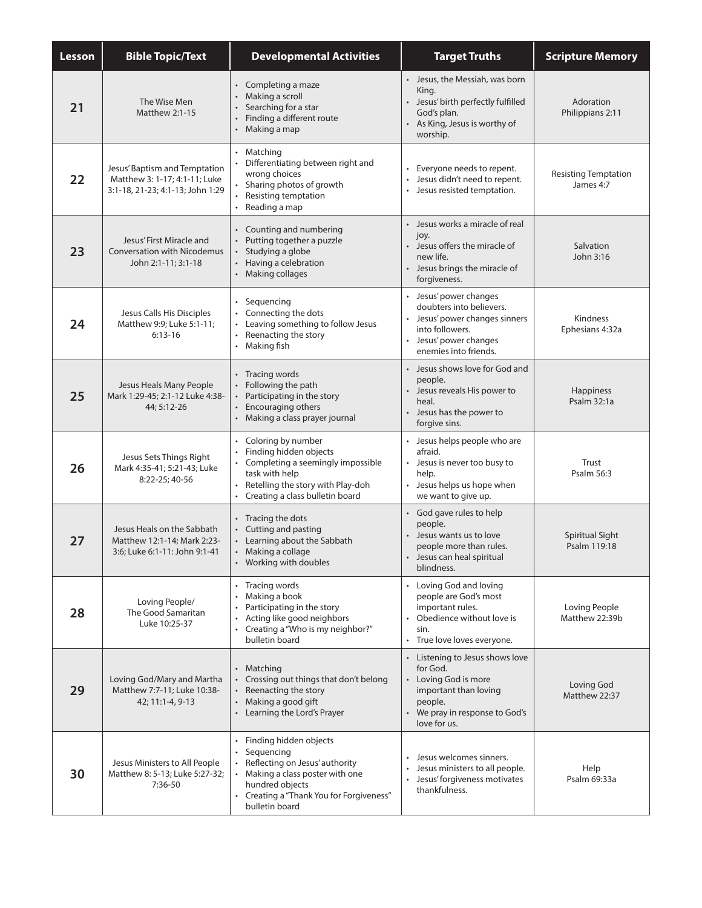| Lesson | Bible Topic/Text | Developmental Activities | Target Truths | Scripture Memory |
|---|---|---|---|---|
| 21 | The Wise Men<br>Matthew 2:1-15 | • Completing a maze<br>• Making a scroll<br>• Searching for a star<br>• Finding a different route<br>• Making a map | • Jesus, the Messiah, was born King.<br>• Jesus' birth perfectly fulfilled God's plan.<br>• As King, Jesus is worthy of worship. | Adoration<br>Philippians 2:11 |
| 22 | Jesus' Baptism and Temptation<br>Matthew 3: 1-17; 4:1-11; Luke 3:1-18, 21-23; 4:1-13; John 1:29 | • Matching<br>• Differentiating between right and wrong choices<br>• Sharing photos of growth<br>• Resisting temptation<br>• Reading a map | • Everyone needs to repent.<br>• Jesus didn't need to repent.<br>• Jesus resisted temptation. | Resisting Temptation<br>James 4:7 |
| 23 | Jesus' First Miracle and Conversation with Nicodemus<br>John 2:1-11; 3:1-18 | • Counting and numbering<br>• Putting together a puzzle<br>• Studying a globe<br>• Having a celebration<br>• Making collages | • Jesus works a miracle of real joy.<br>• Jesus offers the miracle of new life.<br>• Jesus brings the miracle of forgiveness. | Salvation<br>John 3:16 |
| 24 | Jesus Calls His Disciples<br>Matthew 9:9; Luke 5:1-11; 6:13-16 | • Sequencing<br>• Connecting the dots<br>• Leaving something to follow Jesus<br>• Reenacting the story<br>• Making fish | • Jesus' power changes doubters into believers.<br>• Jesus' power changes sinners into followers.<br>• Jesus' power changes enemies into friends. | Kindness<br>Ephesians 4:32a |
| 25 | Jesus Heals Many People<br>Mark 1:29-45; 2:1-12 Luke 4:38-44; 5:12-26 | • Tracing words<br>• Following the path<br>• Participating in the story<br>• Encouraging others<br>• Making a class prayer journal | • Jesus shows love for God and people.<br>• Jesus reveals His power to heal.<br>• Jesus has the power to forgive sins. | Happiness<br>Psalm 32:1a |
| 26 | Jesus Sets Things Right<br>Mark 4:35-41; 5:21-43; Luke 8:22-25; 40-56 | • Coloring by number<br>• Finding hidden objects<br>• Completing a seemingly impossible task with help<br>• Retelling the story with Play-doh<br>• Creating a class bulletin board | • Jesus helps people who are afraid.<br>• Jesus is never too busy to help.<br>• Jesus helps us hope when we want to give up. | Trust<br>Psalm 56:3 |
| 27 | Jesus Heals on the Sabbath<br>Matthew 12:1-14; Mark 2:23-3:6; Luke 6:1-11: John 9:1-41 | • Tracing the dots<br>• Cutting and pasting<br>• Learning about the Sabbath<br>• Making a collage<br>• Working with doubles | • God gave rules to help people.<br>• Jesus wants us to love people more than rules.<br>• Jesus can heal spiritual blindness. | Spiritual Sight<br>Psalm 119:18 |
| 28 | Loving People/<br>The Good Samaritan<br>Luke 10:25-37 | • Tracing words<br>• Making a book<br>• Participating in the story<br>• Acting like good neighbors<br>• Creating a "Who is my neighbor?" bulletin board | • Loving God and loving people are God's most important rules.<br>• Obedience without love is sin.<br>• True love loves everyone. | Loving People<br>Matthew 22:39b |
| 29 | Loving God/Mary and Martha<br>Matthew 7:7-11; Luke 10:38-42; 11:1-4, 9-13 | • Matching<br>• Crossing out things that don't belong<br>• Reenacting the story<br>• Making a good gift<br>• Learning the Lord's Prayer | • Listening to Jesus shows love for God.<br>• Loving God is more important than loving people.<br>• We pray in response to God's love for us. | Loving God<br>Matthew 22:37 |
| 30 | Jesus Ministers to All People<br>Matthew 8: 5-13; Luke 5:27-32; 7:36-50 | • Finding hidden objects<br>• Sequencing<br>• Reflecting on Jesus' authority<br>• Making a class poster with one hundred objects<br>• Creating a "Thank You for Forgiveness" bulletin board | • Jesus welcomes sinners.<br>• Jesus ministers to all people.<br>• Jesus' forgiveness motivates thankfulness. | Help<br>Psalm 69:33a |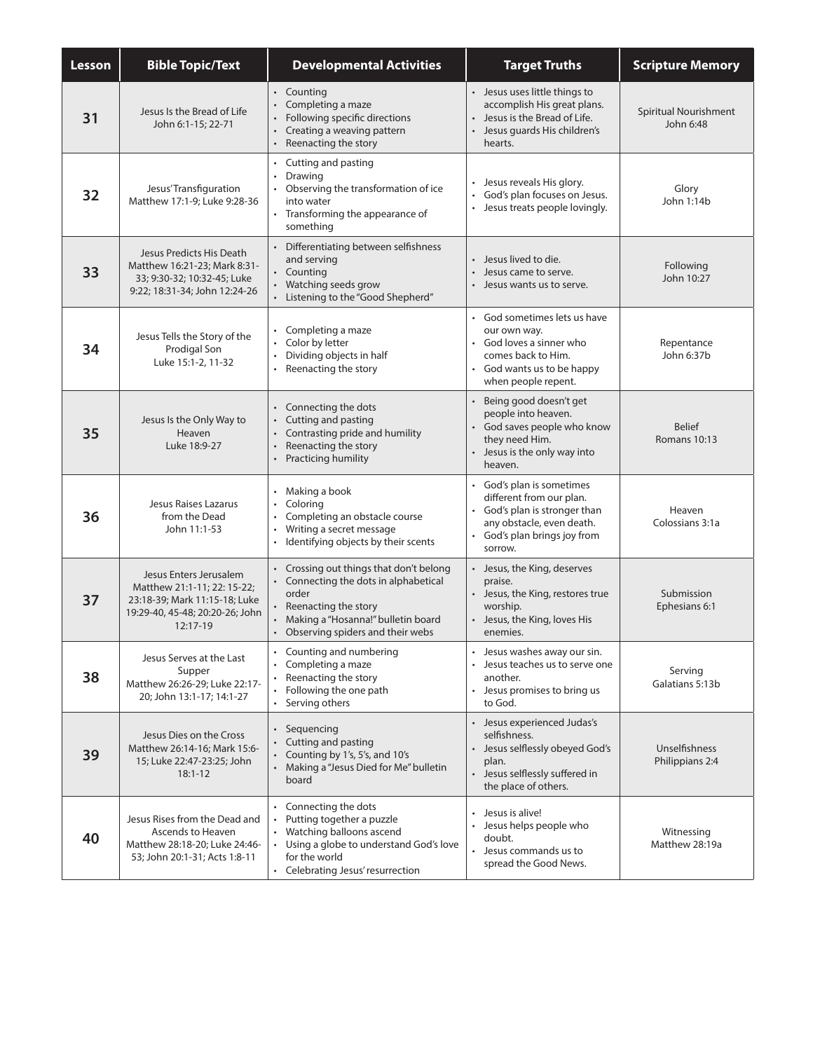| Lesson | Bible Topic/Text | Developmental Activities | Target Truths | Scripture Memory |
|---|---|---|---|---|
| 31 | Jesus Is the Bread of Life<br>John 6:1-15; 22-71 | • Counting<br>• Completing a maze<br>• Following specific directions<br>• Creating a weaving pattern<br>• Reenacting the story | • Jesus uses little things to accomplish His great plans.<br>• Jesus is the Bread of Life.<br>• Jesus guards His children's hearts. | Spiritual Nourishment<br>John 6:48 |
| 32 | Jesus' Transfiguration<br>Matthew 17:1-9; Luke 9:28-36 | • Cutting and pasting<br>• Drawing<br>• Observing the transformation of ice into water<br>• Transforming the appearance of something | • Jesus reveals His glory.<br>• God's plan focuses on Jesus.<br>• Jesus treats people lovingly. | Glory<br>John 1:14b |
| 33 | Jesus Predicts His Death<br>Matthew 16:21-23; Mark 8:31-33; 9:30-32; 10:32-45; Luke 9:22; 18:31-34; John 12:24-26 | • Differentiating between selfishness and serving<br>• Counting<br>• Watching seeds grow<br>• Listening to the "Good Shepherd" | • Jesus lived to die.<br>• Jesus came to serve.<br>• Jesus wants us to serve. | Following<br>John 10:27 |
| 34 | Jesus Tells the Story of the Prodigal Son<br>Luke 15:1-2, 11-32 | • Completing a maze<br>• Color by letter<br>• Dividing objects in half<br>• Reenacting the story | • God sometimes lets us have our own way.<br>• God loves a sinner who comes back to Him.<br>• God wants us to be happy when people repent. | Repentance<br>John 6:37b |
| 35 | Jesus Is the Only Way to Heaven<br>Luke 18:9-27 | • Connecting the dots<br>• Cutting and pasting<br>• Contrasting pride and humility<br>• Reenacting the story<br>• Practicing humility | • Being good doesn't get people into heaven.<br>• God saves people who know they need Him.<br>• Jesus is the only way into heaven. | Belief<br>Romans 10:13 |
| 36 | Jesus Raises Lazarus from the Dead<br>John 11:1-53 | • Making a book<br>• Coloring<br>• Completing an obstacle course<br>• Writing a secret message<br>• Identifying objects by their scents | • God's plan is sometimes different from our plan.<br>• God's plan is stronger than any obstacle, even death.<br>• God's plan brings joy from sorrow. | Heaven<br>Colossians 3:1a |
| 37 | Jesus Enters Jerusalem<br>Matthew 21:1-11; 22: 15-22; 23:18-39; Mark 11:15-18; Luke 19:29-40, 45-48; 20:20-26; John 12:17-19 | • Crossing out things that don't belong<br>• Connecting the dots in alphabetical order<br>• Reenacting the story<br>• Making a "Hosanna!" bulletin board<br>• Observing spiders and their webs | • Jesus, the King, deserves praise.<br>• Jesus, the King, restores true worship.<br>• Jesus, the King, loves His enemies. | Submission<br>Ephesians 6:1 |
| 38 | Jesus Serves at the Last Supper<br>Matthew 26:26-29; Luke 22:17-20; John 13:1-17; 14:1-27 | • Counting and numbering<br>• Completing a maze<br>• Reenacting the story<br>• Following the one path<br>• Serving others | • Jesus washes away our sin.<br>• Jesus teaches us to serve one another.<br>• Jesus promises to bring us to God. | Serving<br>Galatians 5:13b |
| 39 | Jesus Dies on the Cross<br>Matthew 26:14-16; Mark 15:6-15; Luke 22:47-23:25; John 18:1-12 | • Sequencing<br>• Cutting and pasting<br>• Counting by 1's, 5's, and 10's<br>• Making a "Jesus Died for Me" bulletin board | • Jesus experienced Judas's selfishness.<br>• Jesus selflessly obeyed God's plan.<br>• Jesus selflessly suffered in the place of others. | Unselfishness<br>Philippians 2:4 |
| 40 | Jesus Rises from the Dead and Ascends to Heaven<br>Matthew 28:18-20; Luke 24:46-53; John 20:1-31; Acts 1:8-11 | • Connecting the dots<br>• Putting together a puzzle<br>• Watching balloons ascend<br>• Using a globe to understand God's love for the world<br>• Celebrating Jesus' resurrection | • Jesus is alive!<br>• Jesus helps people who doubt.<br>• Jesus commands us to spread the Good News. | Witnessing<br>Matthew 28:19a |